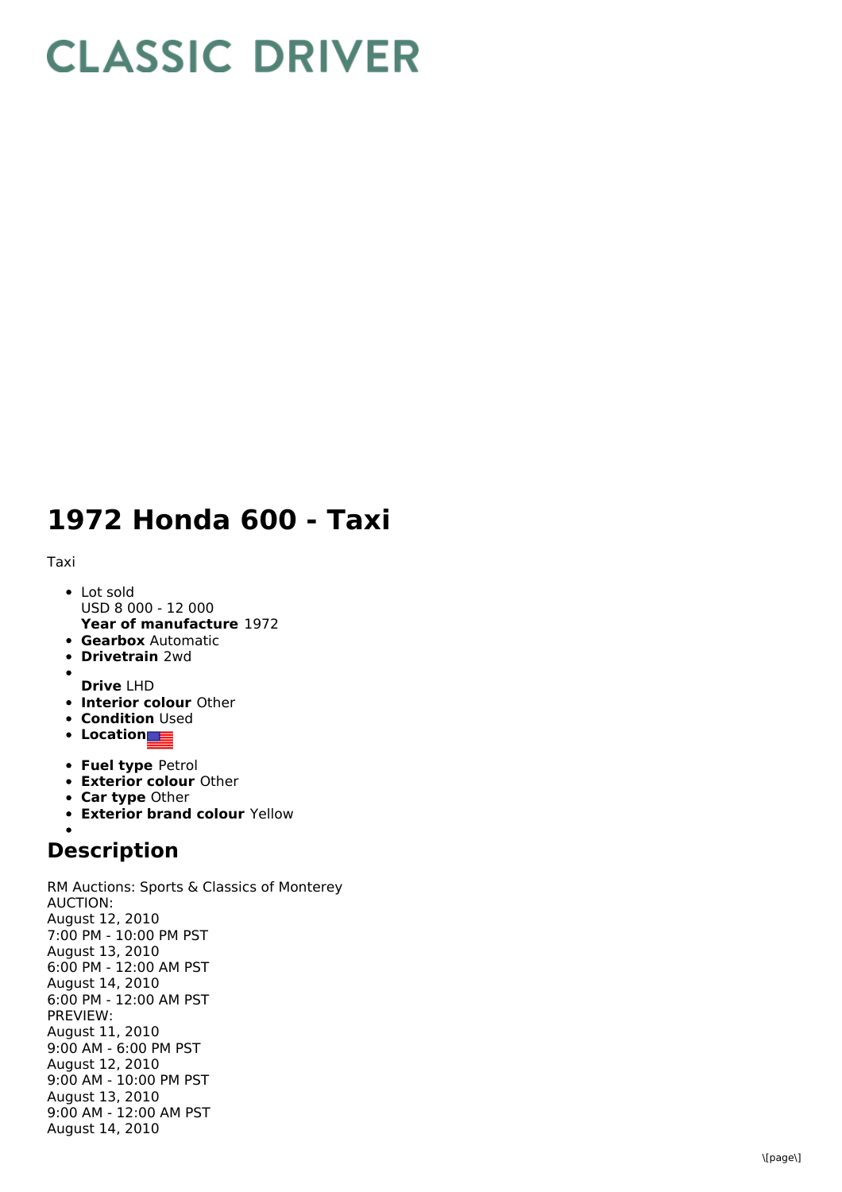# CLASSIC DRIVER

# 1972 Honda 600 - Taxi

Taxi

- Lot sold
  USD 8 000 - 12 000
  **Year of manufacture** 1972
- **Gearbox** Automatic
- **Drivetrain** 2wd
- **Drive** LHD
- **Interior colour** Other
- **Condition** Used
- **Location**
- **Fuel type** Petrol
- **Exterior colour** Other
- **Car type** Other
- **Exterior brand colour** Yellow

## Description

RM Auctions: Sports & Classics of Monterey
AUCTION:
August 12, 2010
7:00 PM - 10:00 PM PST
August 13, 2010
6:00 PM - 12:00 AM PST
August 14, 2010
6:00 PM - 12:00 AM PST
PREVIEW:
August 11, 2010
9:00 AM - 6:00 PM PST
August 12, 2010
9:00 AM - 10:00 PM PST
August 13, 2010
9:00 AM - 12:00 AM PST
August 14, 2010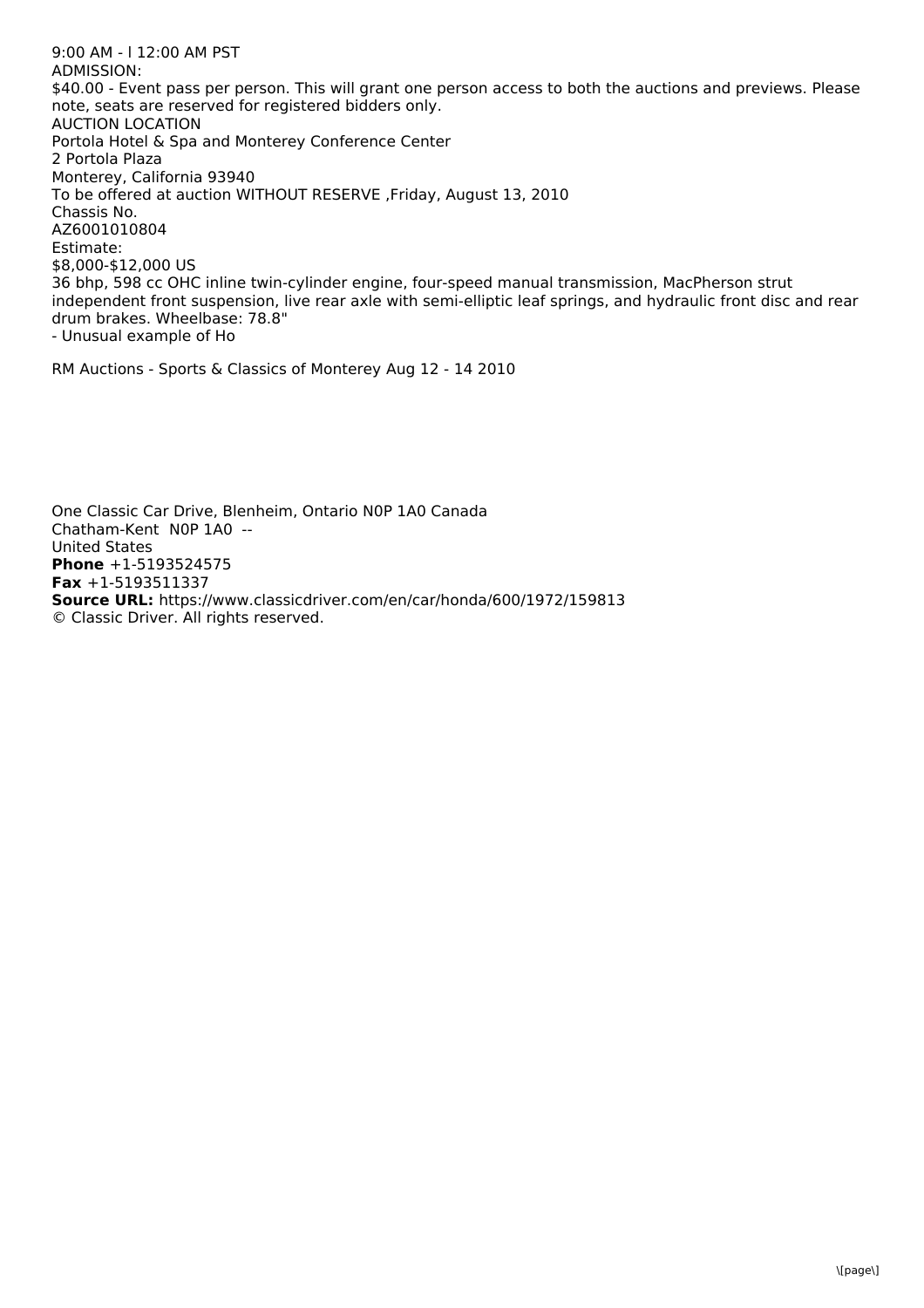9:00 AM - l 12:00 AM PST
ADMISSION:
$40.00 - Event pass per person. This will grant one person access to both the auctions and previews. Please note, seats are reserved for registered bidders only.
AUCTION LOCATION
Portola Hotel & Spa and Monterey Conference Center
2 Portola Plaza
Monterey, California 93940
To be offered at auction WITHOUT RESERVE ,Friday, August 13, 2010
Chassis No.
AZ6001010804
Estimate:
$8,000-$12,000 US
36 bhp, 598 cc OHC inline twin-cylinder engine, four-speed manual transmission, MacPherson strut independent front suspension, live rear axle with semi-elliptic leaf springs, and hydraulic front disc and rear drum brakes. Wheelbase: 78.8"
- Unusual example of Ho

RM Auctions - Sports & Classics of Monterey Aug 12 - 14 2010

One Classic Car Drive, Blenheim, Ontario N0P 1A0 Canada
Chatham-Kent N0P 1A0 --
United States
**Phone** +1-5193524575
**Fax** +1-5193511337
**Source URL:** https://www.classicdriver.com/en/car/honda/600/1972/159813
© Classic Driver. All rights reserved.